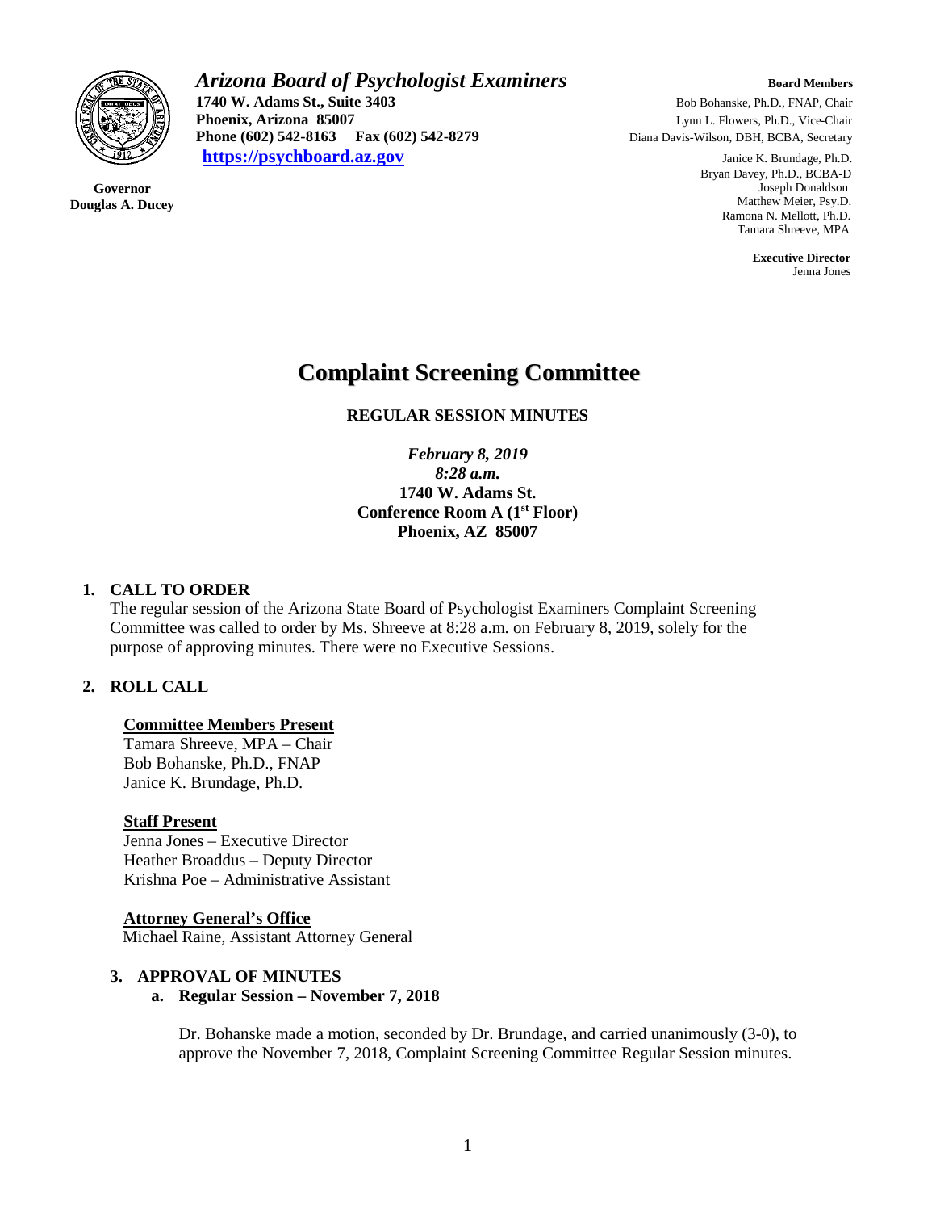*Arizona Board of Psychologist Examiners*
**1740 W. Adams St., Suite 3403**
**Phoenix, Arizona 85007**
**Phone (602) 542-8163 Fax (602) 542-8279**
**[https://psychboard.az.gov](https://psychboard.az.gov)**

**Governor**
**Douglas A. Ducey**

**Board Members**
Bob Bohanske, Ph.D., FNAP, Chair
Lynn L. Flowers, Ph.D., Vice-Chair
Diana Davis-Wilson, DBH, BCBA, Secretary
Janice K. Brundage, Ph.D.
Bryan Davey, Ph.D., BCBA-D
Joseph Donaldson
Matthew Meier, Psy.D.
Ramona N. Mellott, Ph.D.
Tamara Shreeve, MPA

**Executive Director**
Jenna Jones

# Complaint Screening Committee

**REGULAR SESSION MINUTES**

*February 8, 2019*
*8:28 a.m.*
**1740 W. Adams St.**
**Conference Room A (1st Floor)**
**Phoenix, AZ 85007**

## 1. CALL TO ORDER

The regular session of the Arizona State Board of Psychologist Examiners Complaint Screening Committee was called to order by Ms. Shreeve at 8:28 a.m. on February 8, 2019, solely for the purpose of approving minutes. There were no Executive Sessions.

## 2. ROLL CALL

**Committee Members Present**
Tamara Shreeve, MPA – Chair
Bob Bohanske, Ph.D., FNAP
Janice K. Brundage, Ph.D.

**Staff Present**
Jenna Jones – Executive Director
Heather Broaddus – Deputy Director
Krishna Poe – Administrative Assistant

**Attorney General's Office**
Michael Raine, Assistant Attorney General

## 3. APPROVAL OF MINUTES

### a. Regular Session – November 7, 2018

Dr. Bohanske made a motion, seconded by Dr. Brundage, and carried unanimously (3-0), to approve the November 7, 2018, Complaint Screening Committee Regular Session minutes.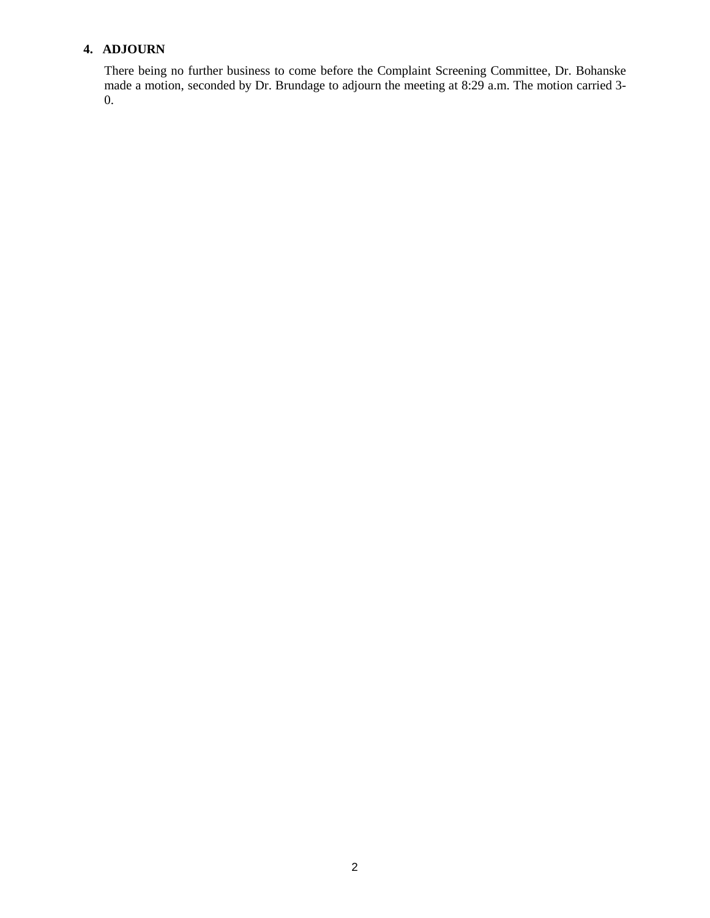**4. ADJOURN**

There being no further business to come before the Complaint Screening Committee, Dr. Bohanske made a motion, seconded by Dr. Brundage to adjourn the meeting at 8:29 a.m. The motion carried 3-0.